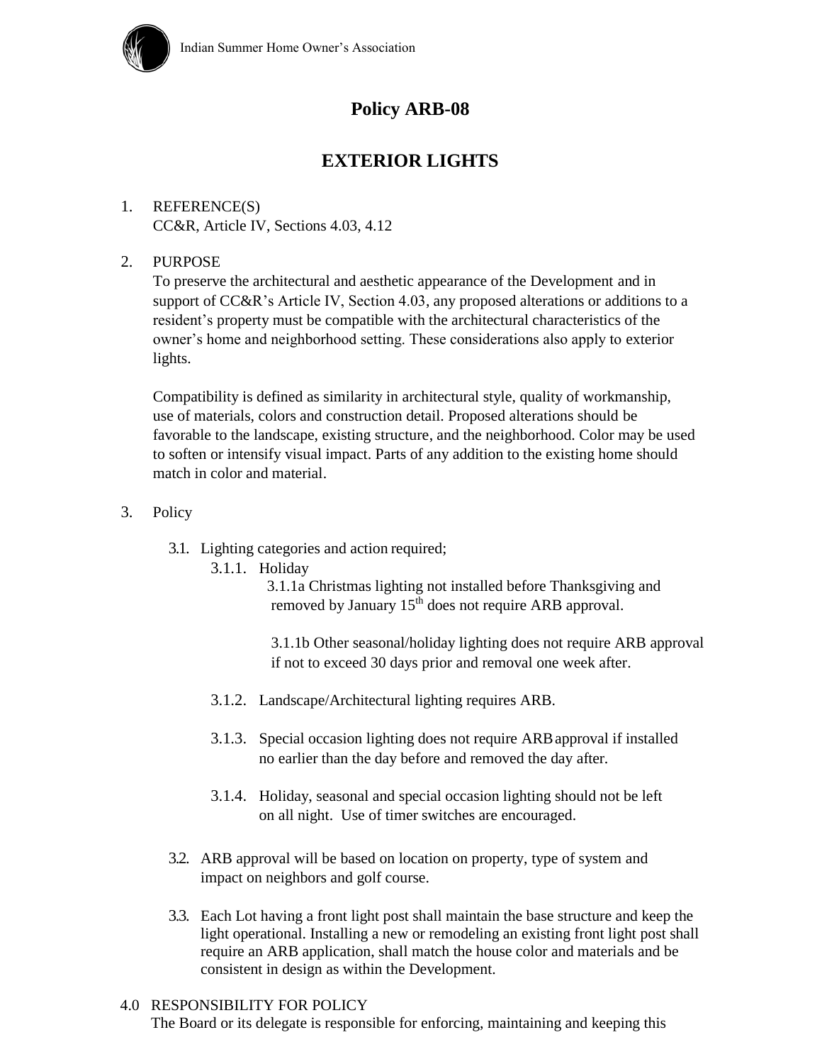Indian Summer Home Owner's Association

# Policy ARB-08

## EXTERIOR LIGHTS

1. REFERENCE(S)
   CC&R, Article IV, Sections 4.03, 4.12

2. PURPOSE
   To preserve the architectural and aesthetic appearance of the Development and in support of CC&R's Article IV, Section 4.03, any proposed alterations or additions to a resident's property must be compatible with the architectural characteristics of the owner's home and neighborhood setting. These considerations also apply to exterior lights.

   Compatibility is defined as similarity in architectural style, quality of workmanship, use of materials, colors and construction detail. Proposed alterations should be favorable to the landscape, existing structure, and the neighborhood. Color may be used to soften or intensify visual impact. Parts of any addition to the existing home should match in color and material.

3. Policy

   3.1. Lighting categories and action required;

   3.1.1. Holiday

   3.1.1a Christmas lighting not installed before Thanksgiving and removed by January 15th does not require ARB approval.

   3.1.1b Other seasonal/holiday lighting does not require ARB approval if not to exceed 30 days prior and removal one week after.

   3.1.2. Landscape/Architectural lighting requires ARB.

   3.1.3. Special occasion lighting does not require ARB approval if installed no earlier than the day before and removed the day after.

   3.1.4. Holiday, seasonal and special occasion lighting should not be left on all night. Use of timer switches are encouraged.

   3.2. ARB approval will be based on location on property, type of system and impact on neighbors and golf course.

   3.3. Each Lot having a front light post shall maintain the base structure and keep the light operational. Installing a new or remodeling an existing front light post shall require an ARB application, shall match the house color and materials and be consistent in design as within the Development.

4.0 RESPONSIBILITY FOR POLICY
   The Board or its delegate is responsible for enforcing, maintaining and keeping this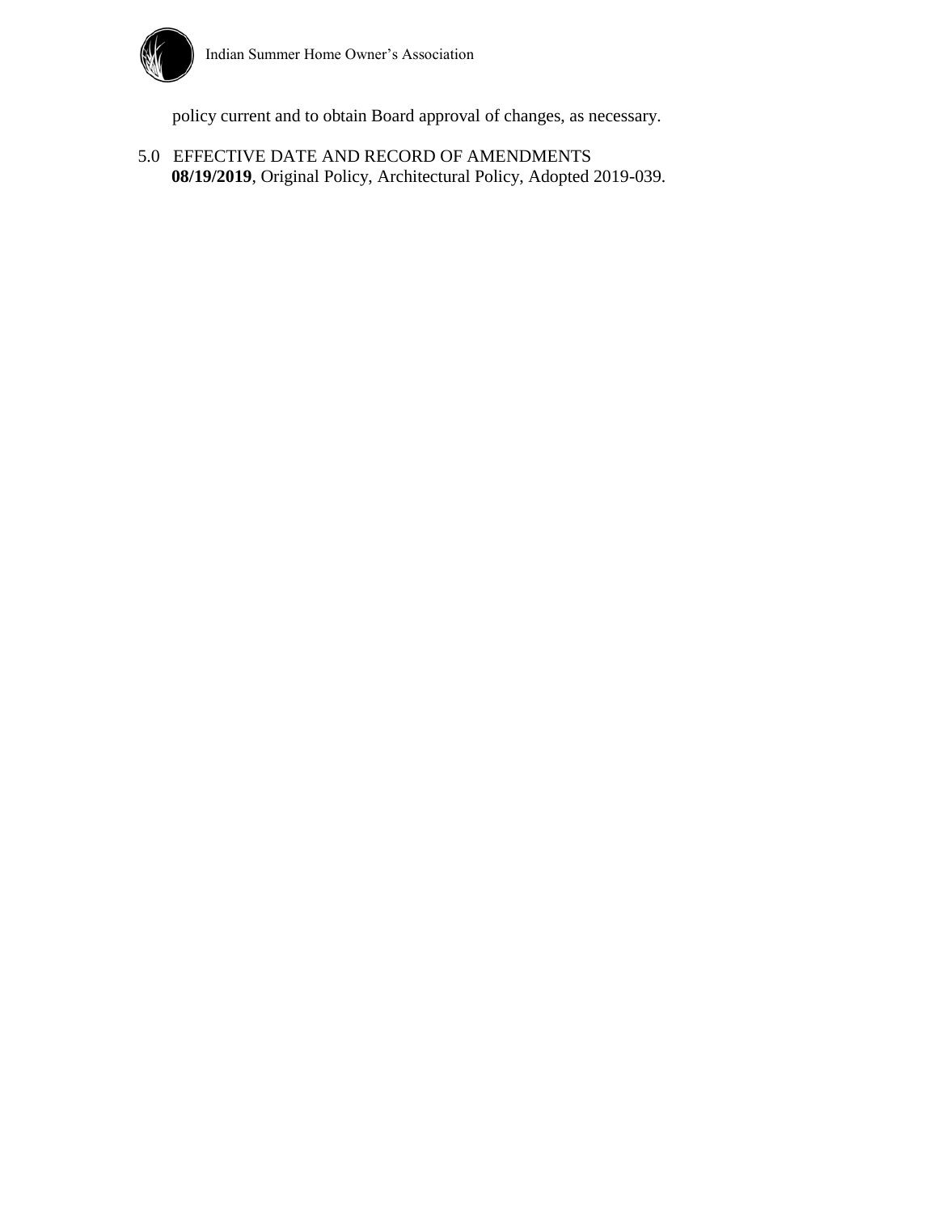policy current and to obtain Board approval of changes, as necessary.

5.0 EFFECTIVE DATE AND RECORD OF AMENDMENTS

**08/19/2019**, Original Policy, Architectural Policy, Adopted 2019-039.